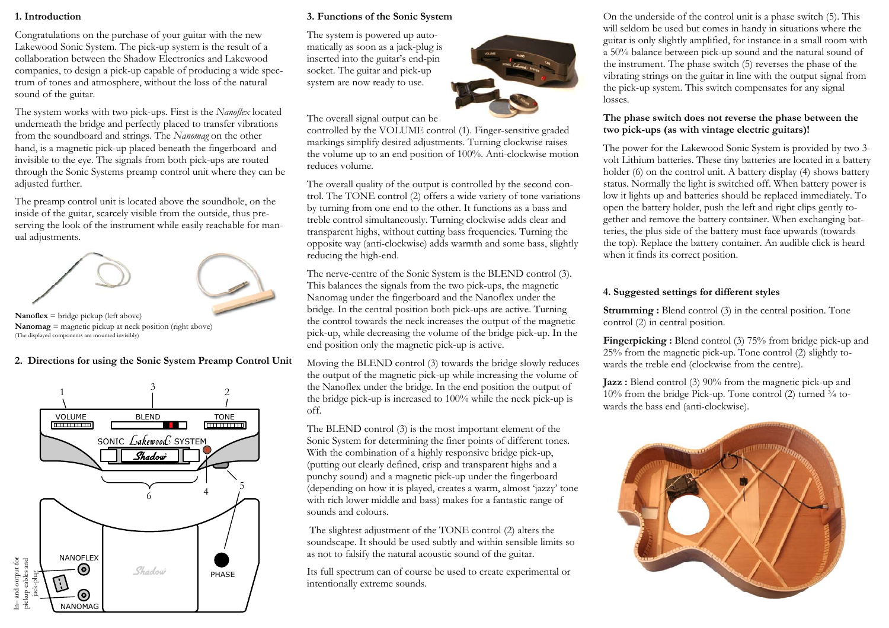## 1. Introduction

Congratulations on the purchase of your guitar with the new Lakewood Sonic System. The pick-up system is the result of a collaboration between the Shadow Electronics and Lakewood companies, to design a pick-up capable of producing a wide spectrum of tones and atmosphere, without the loss of the natural sound of the guitar.

The system works with two pick-ups. First is the *Nanoflex* located underneath the bridge and perfectly placed to transfer vibrations from the soundboard and strings. The *Nanomag* on the other hand, is a magnetic pick-up placed beneath the fingerboard and invisible to the eye. The signals from both pick-ups are routed through the Sonic Systems preamp control unit where they can be adjusted further.

The preamp control unit is located above the soundhole, on the inside of the guitar, scarcely visible from the outside, thus preserving the look of the instrument while easily reachable for manual adjustments.

**Nanoflex** = bridge pickup (left above)
**Nanomag** = magnetic pickup at neck position (right above)
(The displayed components are mounted invisibly)

## 2. Directions for using the Sonic System Preamp Control Unit

1 VOLUME — 3 BLEND — 2 TONE

SONIC Lakewood SYSTEM — Shadow

4 — 5 — 6

NANOFLEX — NANOMAG — PHASE

In- and output for pickup cables and jack-plug

## 3. Functions of the Sonic System

The system is powered up automatically as soon as a jack-plug is inserted into the guitar's end-pin socket. The guitar and pick-up system are now ready to use.

The overall signal output can be controlled by the VOLUME control (1). Finger-sensitive graded markings simplify desired adjustments. Turning clockwise raises the volume up to an end position of 100%. Anti-clockwise motion reduces volume.

The overall quality of the output is controlled by the second control. The TONE control (2) offers a wide variety of tone variations by turning from one end to the other. It functions as a bass and treble control simultaneously. Turning clockwise adds clear and transparent highs, without cutting bass frequencies. Turning the opposite way (anti-clockwise) adds warmth and some bass, slightly reducing the high-end.

The nerve-centre of the Sonic System is the BLEND control (3). This balances the signals from the two pick-ups, the magnetic Nanomag under the fingerboard and the Nanoflex under the bridge. In the central position both pick-ups are active. Turning the control towards the neck increases the output of the magnetic pick-up, while decreasing the volume of the bridge pick-up. In the end position only the magnetic pick-up is active.

Moving the BLEND control (3) towards the bridge slowly reduces the output of the magnetic pick-up while increasing the volume of the Nanoflex under the bridge. In the end position the output of the bridge pick-up is increased to 100% while the neck pick-up is off.

The BLEND control (3) is the most important element of the Sonic System for determining the finer points of different tones. With the combination of a highly responsive bridge pick-up, (putting out clearly defined, crisp and transparent highs and a punchy sound) and a magnetic pick-up under the fingerboard (depending on how it is played, creates a warm, almost 'jazzy' tone with rich lower middle and bass) makes for a fantastic range of sounds and colours.

The slightest adjustment of the TONE control (2) alters the soundscape. It should be used subtly and within sensible limits so as not to falsify the natural acoustic sound of the guitar.

Its full spectrum can of course be used to create experimental or intentionally extreme sounds.

On the underside of the control unit is a phase switch (5). This will seldom be used but comes in handy in situations where the guitar is only slightly amplified, for instance in a small room with a 50% balance between pick-up sound and the natural sound of the instrument. The phase switch (5) reverses the phase of the vibrating strings on the guitar in line with the output signal from the pick-up system. This switch compensates for any signal losses.

**The phase switch does not reverse the phase between the two pick-ups (as with vintage electric guitars)!**

The power for the Lakewood Sonic System is provided by two 3-volt Lithium batteries. These tiny batteries are located in a battery holder (6) on the control unit. A battery display (4) shows battery status. Normally the light is switched off. When battery power is low it lights up and batteries should be replaced immediately. To open the battery holder, push the left and right clips gently together and remove the battery container. When exchanging batteries, the plus side of the battery must face upwards (towards the top). Replace the battery container. An audible click is heard when it finds its correct position.

## 4. Suggested settings for different styles

**Strumming :** Blend control (3) in the central position. Tone control (2) in central position.

**Fingerpicking :** Blend control (3) 75% from bridge pick-up and 25% from the magnetic pick-up. Tone control (2) slightly towards the treble end (clockwise from the centre).

**Jazz :** Blend control (3) 90% from the magnetic pick-up and 10% from the bridge Pick-up. Tone control (2) turned ¾ towards the bass end (anti-clockwise).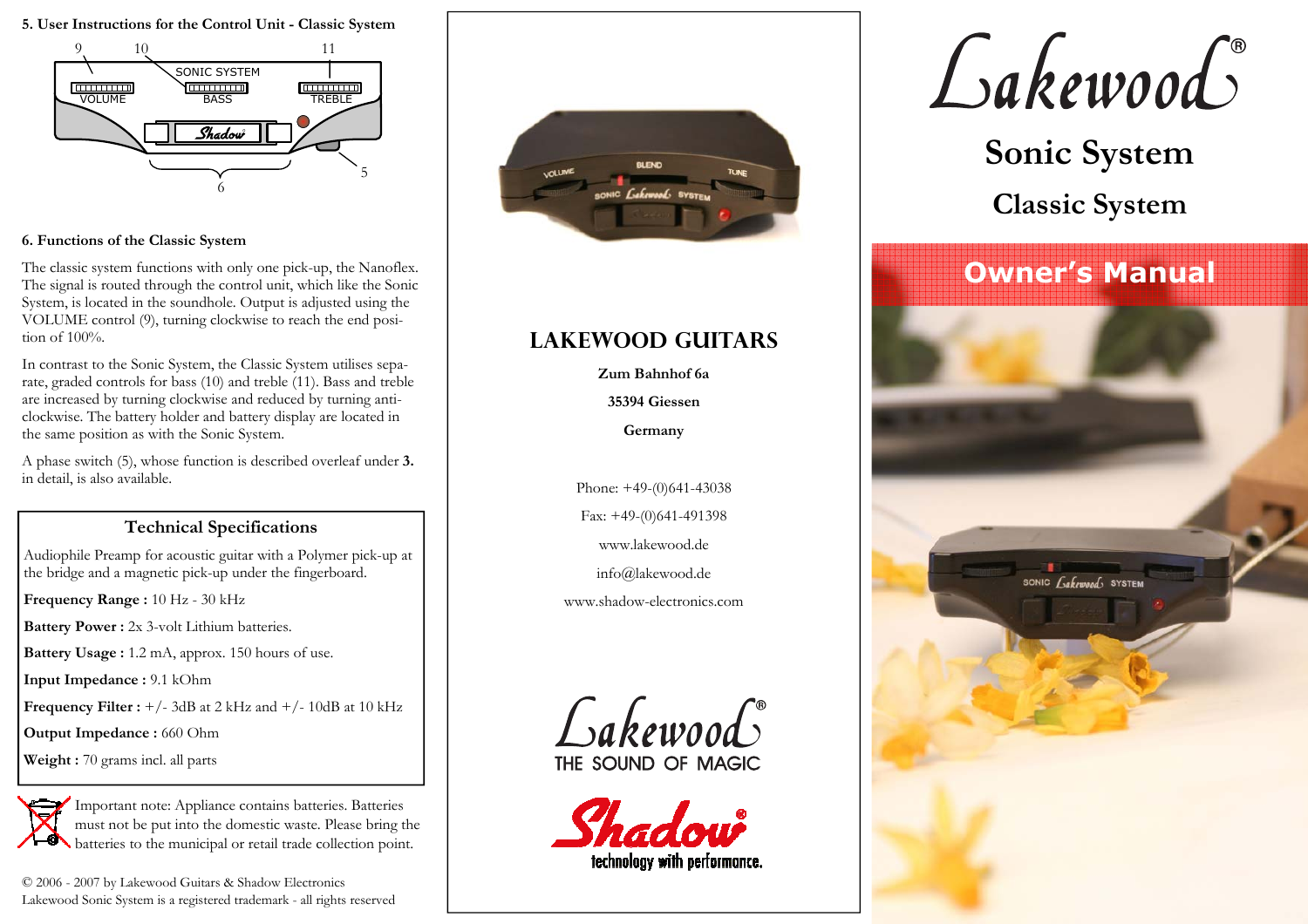## 5. User Instructions for the Control Unit - Classic System

9 10 11

SONIC SYSTEM

VOLUME BASS TREBLE

Shadow

5

6

## 6. Functions of the Classic System

The classic system functions with only one pick-up, the Nanoflex. The signal is routed through the control unit, which like the Sonic System, is located in the soundhole. Output is adjusted using the VOLUME control (9), turning clockwise to reach the end position of 100%.

In contrast to the Sonic System, the Classic System utilises separate, graded controls for bass (10) and treble (11). Bass and treble are increased by turning clockwise and reduced by turning anti-clockwise. The battery holder and battery display are located in the same position as with the Sonic System.

A phase switch (5), whose function is described overleaf under **3.** in detail, is also available.

### Technical Specifications

Audiophile Preamp for acoustic guitar with a Polymer pick-up at the bridge and a magnetic pick-up under the fingerboard.

**Frequency Range :** 10 Hz - 30 kHz

**Battery Power :** 2x 3-volt Lithium batteries.

**Battery Usage :** 1.2 mA, approx. 150 hours of use.

**Input Impedance :** 9.1 kOhm

**Frequency Filter :** +/- 3dB at 2 kHz and +/- 10dB at 10 kHz

**Output Impedance :** 660 Ohm

**Weight :** 70 grams incl. all parts

Important note: Appliance contains batteries. Batteries must not be put into the domestic waste. Please bring the batteries to the municipal or retail trade collection point.

© 2006 - 2007 by Lakewood Guitars & Shadow Electronics
Lakewood Sonic System is a registered trademark - all rights reserved

VOLUME BLEND TUNE
SONIC Lakewood SYSTEM

## LAKEWOOD GUITARS

**Zum Bahnhof 6a**

**35394 Giessen**

**Germany**

Phone: +49-(0)641-43038

Fax: +49-(0)641-491398

www.lakewood.de

info@lakewood.de

www.shadow-electronics.com

Lakewood®
THE SOUND OF MAGIC

Shadow®
technology with performance.

# Lakewood®

## Sonic System

## Classic System

## Owner's Manual